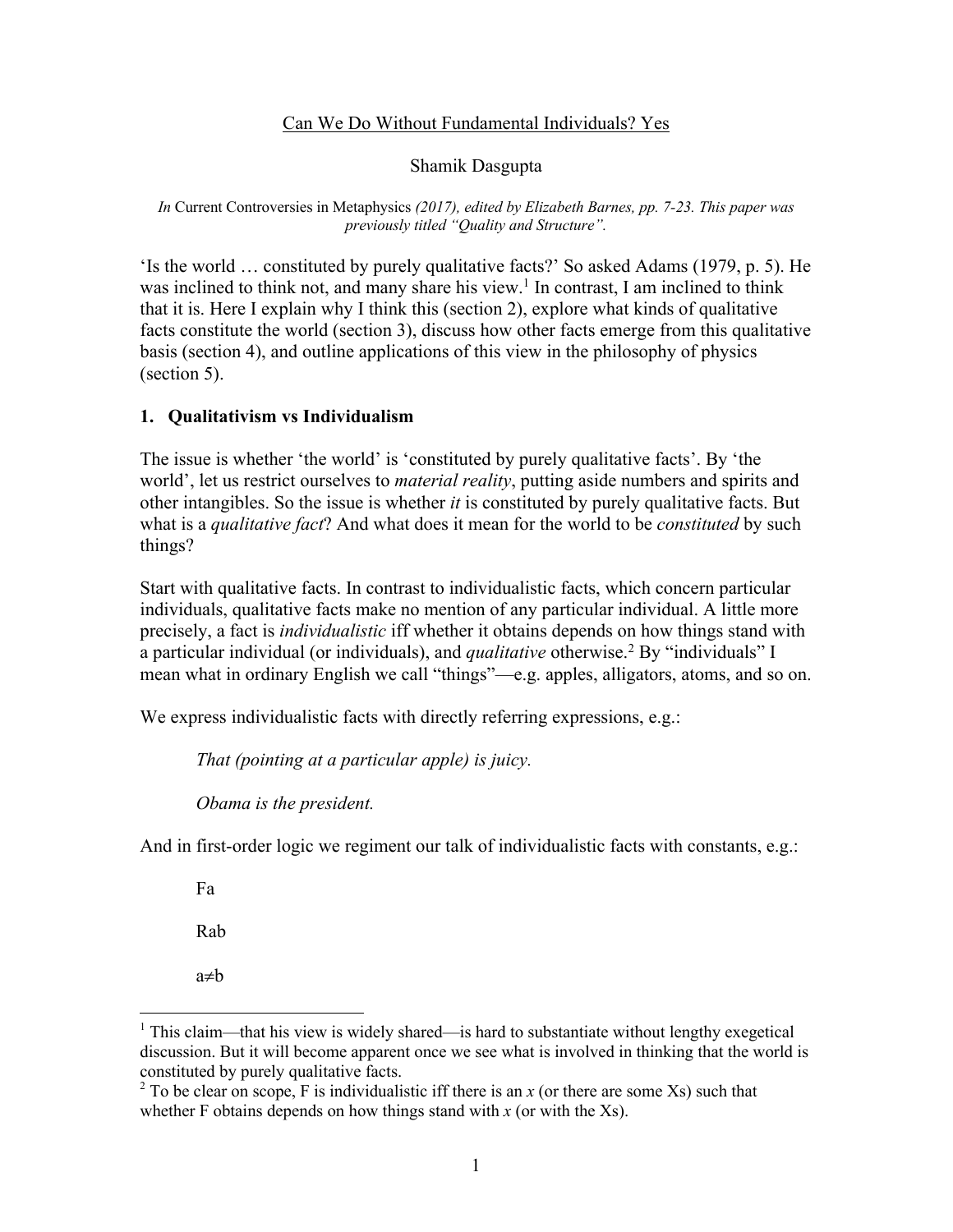Can We Do Without Fundamental Individuals? Yes

Shamik Dasgupta

*In* Current Controversies in Metaphysics *(2017), edited by Elizabeth Barnes, pp. 7-23. This paper was previously titled "Quality and Structure".*

'Is the world … constituted by purely qualitative facts?' So asked Adams (1979, p. 5). He was inclined to think not, and many share his view.[1] In contrast, I am inclined to think that it is. Here I explain why I think this (section 2), explore what kinds of qualitative facts constitute the world (section 3), discuss how other facts emerge from this qualitative basis (section 4), and outline applications of this view in the philosophy of physics (section 5).

## 1. Qualitativism vs Individualism

The issue is whether 'the world' is 'constituted by purely qualitative facts'. By 'the world', let us restrict ourselves to *material reality*, putting aside numbers and spirits and other intangibles. So the issue is whether *it* is constituted by purely qualitative facts. But what is a *qualitative fact*? And what does it mean for the world to be *constituted* by such things?

Start with qualitative facts. In contrast to individualistic facts, which concern particular individuals, qualitative facts make no mention of any particular individual. A little more precisely, a fact is *individualistic* iff whether it obtains depends on how things stand with a particular individual (or individuals), and *qualitative* otherwise.[2] By "individuals" I mean what in ordinary English we call "things"—e.g. apples, alligators, atoms, and so on.

We express individualistic facts with directly referring expressions, e.g.:

> *That (pointing at a particular apple) is juicy.*
>
> *Obama is the president.*

And in first-order logic we regiment our talk of individualistic facts with constants, e.g.:

> $Fa$
>
> $Rab$
>
> $a \neq b$

---

[1] This claim—that his view is widely shared—is hard to substantiate without lengthy exegetical discussion. But it will become apparent once we see what is involved in thinking that the world is constituted by purely qualitative facts.

[2] To be clear on scope, F is individualistic iff there is an *x* (or there are some Xs) such that whether F obtains depends on how things stand with *x* (or with the Xs).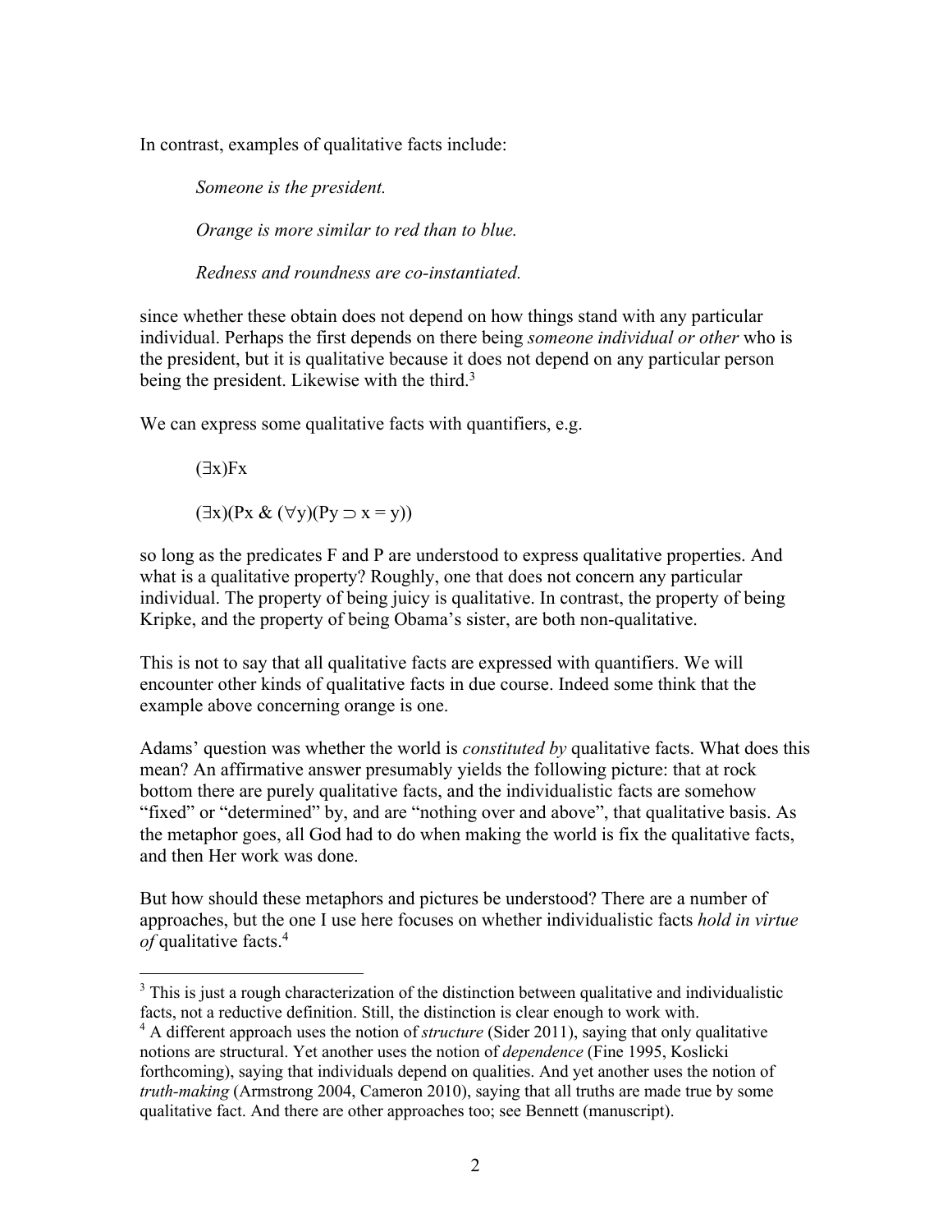In contrast, examples of qualitative facts include:

> *Someone is the president.*
>
> *Orange is more similar to red than to blue.*
>
> *Redness and roundness are co-instantiated.*

since whether these obtain does not depend on how things stand with any particular individual. Perhaps the first depends on there being *someone individual or other* who is the president, but it is qualitative because it does not depend on any particular person being the president. Likewise with the third.[3]

We can express some qualitative facts with quantifiers, e.g.

$$(\exists x)Fx$$

$$(\exists x)(Px \; \& \; (\forall y)(Py \supset x = y))$$

so long as the predicates F and P are understood to express qualitative properties. And what is a qualitative property? Roughly, one that does not concern any particular individual. The property of being juicy is qualitative. In contrast, the property of being Kripke, and the property of being Obama's sister, are both non-qualitative.

This is not to say that all qualitative facts are expressed with quantifiers. We will encounter other kinds of qualitative facts in due course. Indeed some think that the example above concerning orange is one.

Adams' question was whether the world is *constituted by* qualitative facts. What does this mean? An affirmative answer presumably yields the following picture: that at rock bottom there are purely qualitative facts, and the individualistic facts are somehow "fixed" or "determined" by, and are "nothing over and above", that qualitative basis. As the metaphor goes, all God had to do when making the world is fix the qualitative facts, and then Her work was done.

But how should these metaphors and pictures be understood? There are a number of approaches, but the one I use here focuses on whether individualistic facts *hold in virtue of* qualitative facts.[4]

---

[3] This is just a rough characterization of the distinction between qualitative and individualistic facts, not a reductive definition. Still, the distinction is clear enough to work with.

[4] A different approach uses the notion of *structure* (Sider 2011), saying that only qualitative notions are structural. Yet another uses the notion of *dependence* (Fine 1995, Koslicki forthcoming), saying that individuals depend on qualities. And yet another uses the notion of *truth-making* (Armstrong 2004, Cameron 2010), saying that all truths are made true by some qualitative fact. And there are other approaches too; see Bennett (manuscript).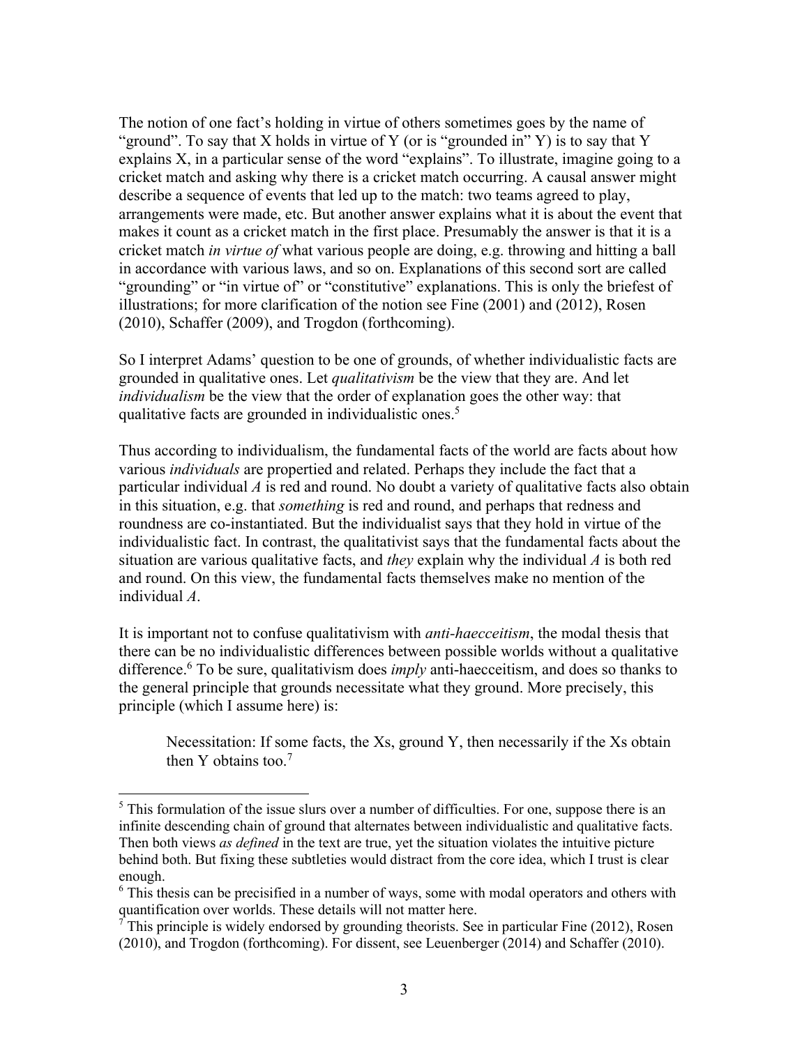The notion of one fact's holding in virtue of others sometimes goes by the name of "ground". To say that X holds in virtue of Y (or is "grounded in" Y) is to say that Y explains X, in a particular sense of the word "explains". To illustrate, imagine going to a cricket match and asking why there is a cricket match occurring. A causal answer might describe a sequence of events that led up to the match: two teams agreed to play, arrangements were made, etc. But another answer explains what it is about the event that makes it count as a cricket match in the first place. Presumably the answer is that it is a cricket match *in virtue of* what various people are doing, e.g. throwing and hitting a ball in accordance with various laws, and so on. Explanations of this second sort are called "grounding" or "in virtue of" or "constitutive" explanations. This is only the briefest of illustrations; for more clarification of the notion see Fine (2001) and (2012), Rosen (2010), Schaffer (2009), and Trogdon (forthcoming).

So I interpret Adams' question to be one of grounds, of whether individualistic facts are grounded in qualitative ones. Let *qualitativism* be the view that they are. And let *individualism* be the view that the order of explanation goes the other way: that qualitative facts are grounded in individualistic ones.[5]

Thus according to individualism, the fundamental facts of the world are facts about how various *individuals* are propertied and related. Perhaps they include the fact that a particular individual *A* is red and round. No doubt a variety of qualitative facts also obtain in this situation, e.g. that *something* is red and round, and perhaps that redness and roundness are co-instantiated. But the individualist says that they hold in virtue of the individualistic fact. In contrast, the qualitativist says that the fundamental facts about the situation are various qualitative facts, and *they* explain why the individual *A* is both red and round. On this view, the fundamental facts themselves make no mention of the individual *A*.

It is important not to confuse qualitativism with *anti-haecceitism*, the modal thesis that there can be no individualistic differences between possible worlds without a qualitative difference.[6] To be sure, qualitativism does *imply* anti-haecceitism, and does so thanks to the general principle that grounds necessitate what they ground. More precisely, this principle (which I assume here) is:

> Necessitation: If some facts, the Xs, ground Y, then necessarily if the Xs obtain then Y obtains too.[7]

---

[5] This formulation of the issue slurs over a number of difficulties. For one, suppose there is an infinite descending chain of ground that alternates between individualistic and qualitative facts. Then both views *as defined* in the text are true, yet the situation violates the intuitive picture behind both. But fixing these subtleties would distract from the core idea, which I trust is clear enough.

[6] This thesis can be precisified in a number of ways, some with modal operators and others with quantification over worlds. These details will not matter here.

[7] This principle is widely endorsed by grounding theorists. See in particular Fine (2012), Rosen (2010), and Trogdon (forthcoming). For dissent, see Leuenberger (2014) and Schaffer (2010).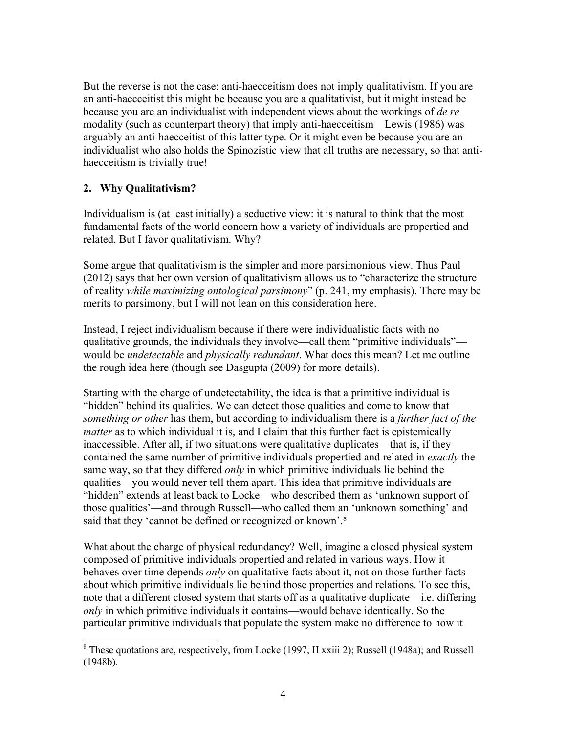But the reverse is not the case: anti-haecceitism does not imply qualitativism. If you are an anti-haecceitist this might be because you are a qualitativist, but it might instead be because you are an individualist with independent views about the workings of *de re* modality (such as counterpart theory) that imply anti-haecceitism—Lewis (1986) was arguably an anti-haecceitist of this latter type. Or it might even be because you are an individualist who also holds the Spinozistic view that all truths are necessary, so that anti-haecceitism is trivially true!

## 2. Why Qualitativism?

Individualism is (at least initially) a seductive view: it is natural to think that the most fundamental facts of the world concern how a variety of individuals are propertied and related. But I favor qualitativism. Why?

Some argue that qualitativism is the simpler and more parsimonious view. Thus Paul (2012) says that her own version of qualitativism allows us to "characterize the structure of reality *while maximizing ontological parsimony*" (p. 241, my emphasis). There may be merits to parsimony, but I will not lean on this consideration here.

Instead, I reject individualism because if there were individualistic facts with no qualitative grounds, the individuals they involve—call them "primitive individuals"—would be *undetectable* and *physically redundant*. What does this mean? Let me outline the rough idea here (though see Dasgupta (2009) for more details).

Starting with the charge of undetectability, the idea is that a primitive individual is "hidden" behind its qualities. We can detect those qualities and come to know that *something or other* has them, but according to individualism there is a *further fact of the matter* as to which individual it is, and I claim that this further fact is epistemically inaccessible. After all, if two situations were qualitative duplicates—that is, if they contained the same number of primitive individuals propertied and related in *exactly* the same way, so that they differed *only* in which primitive individuals lie behind the qualities—you would never tell them apart. This idea that primitive individuals are "hidden" extends at least back to Locke—who described them as 'unknown support of those qualities'—and through Russell—who called them an 'unknown something' and said that they 'cannot be defined or recognized or known'.[8]

What about the charge of physical redundancy? Well, imagine a closed physical system composed of primitive individuals propertied and related in various ways. How it behaves over time depends *only* on qualitative facts about it, not on those further facts about which primitive individuals lie behind those properties and relations. To see this, note that a different closed system that starts off as a qualitative duplicate—i.e. differing *only* in which primitive individuals it contains—would behave identically. So the particular primitive individuals that populate the system make no difference to how it

[8] These quotations are, respectively, from Locke (1997, II xxiii 2); Russell (1948a); and Russell (1948b).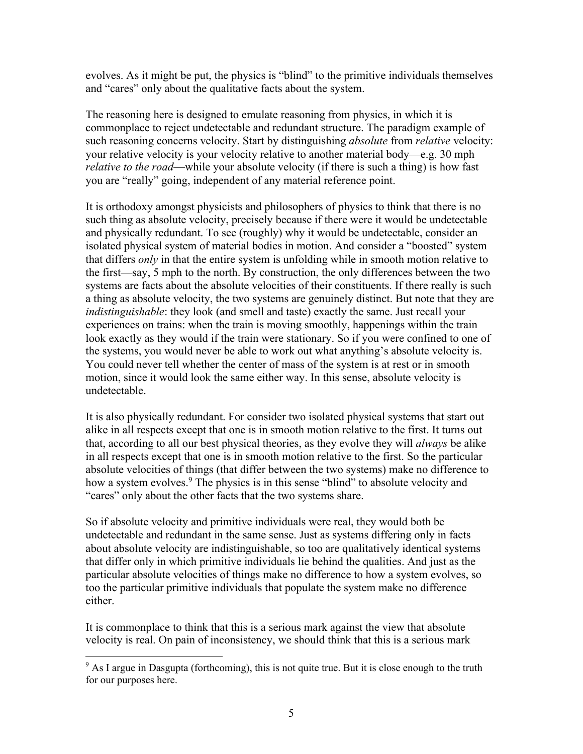evolves. As it might be put, the physics is "blind" to the primitive individuals themselves and "cares" only about the qualitative facts about the system.

The reasoning here is designed to emulate reasoning from physics, in which it is commonplace to reject undetectable and redundant structure. The paradigm example of such reasoning concerns velocity. Start by distinguishing *absolute* from *relative* velocity: your relative velocity is your velocity relative to another material body—e.g. 30 mph *relative to the road*—while your absolute velocity (if there is such a thing) is how fast you are "really" going, independent of any material reference point.

It is orthodoxy amongst physicists and philosophers of physics to think that there is no such thing as absolute velocity, precisely because if there were it would be undetectable and physically redundant. To see (roughly) why it would be undetectable, consider an isolated physical system of material bodies in motion. And consider a "boosted" system that differs *only* in that the entire system is unfolding while in smooth motion relative to the first—say, 5 mph to the north. By construction, the only differences between the two systems are facts about the absolute velocities of their constituents. If there really is such a thing as absolute velocity, the two systems are genuinely distinct. But note that they are *indistinguishable*: they look (and smell and taste) exactly the same. Just recall your experiences on trains: when the train is moving smoothly, happenings within the train look exactly as they would if the train were stationary. So if you were confined to one of the systems, you would never be able to work out what anything's absolute velocity is. You could never tell whether the center of mass of the system is at rest or in smooth motion, since it would look the same either way. In this sense, absolute velocity is undetectable.

It is also physically redundant. For consider two isolated physical systems that start out alike in all respects except that one is in smooth motion relative to the first. It turns out that, according to all our best physical theories, as they evolve they will *always* be alike in all respects except that one is in smooth motion relative to the first. So the particular absolute velocities of things (that differ between the two systems) make no difference to how a system evolves.[9] The physics is in this sense "blind" to absolute velocity and "cares" only about the other facts that the two systems share.

So if absolute velocity and primitive individuals were real, they would both be undetectable and redundant in the same sense. Just as systems differing only in facts about absolute velocity are indistinguishable, so too are qualitatively identical systems that differ only in which primitive individuals lie behind the qualities. And just as the particular absolute velocities of things make no difference to how a system evolves, so too the particular primitive individuals that populate the system make no difference either.

It is commonplace to think that this is a serious mark against the view that absolute velocity is real. On pain of inconsistency, we should think that this is a serious mark

[9] As I argue in Dasgupta (forthcoming), this is not quite true. But it is close enough to the truth for our purposes here.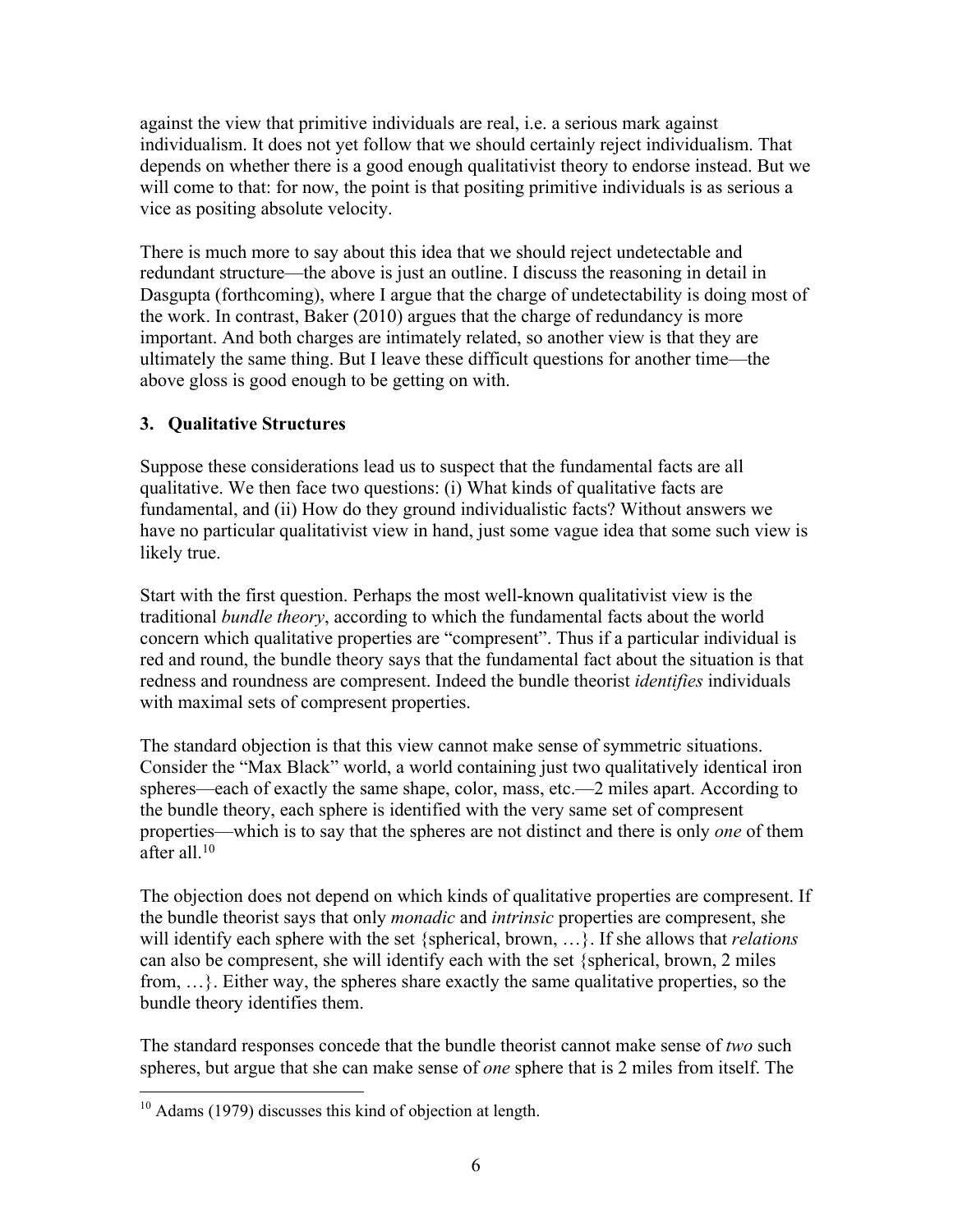against the view that primitive individuals are real, i.e. a serious mark against individualism. It does not yet follow that we should certainly reject individualism. That depends on whether there is a good enough qualitativist theory to endorse instead. But we will come to that: for now, the point is that positing primitive individuals is as serious a vice as positing absolute velocity.

There is much more to say about this idea that we should reject undetectable and redundant structure—the above is just an outline. I discuss the reasoning in detail in Dasgupta (forthcoming), where I argue that the charge of undetectability is doing most of the work. In contrast, Baker (2010) argues that the charge of redundancy is more important. And both charges are intimately related, so another view is that they are ultimately the same thing. But I leave these difficult questions for another time—the above gloss is good enough to be getting on with.

## 3. Qualitative Structures

Suppose these considerations lead us to suspect that the fundamental facts are all qualitative. We then face two questions: (i) What kinds of qualitative facts are fundamental, and (ii) How do they ground individualistic facts? Without answers we have no particular qualitativist view in hand, just some vague idea that some such view is likely true.

Start with the first question. Perhaps the most well-known qualitativist view is the traditional *bundle theory*, according to which the fundamental facts about the world concern which qualitative properties are "compresent". Thus if a particular individual is red and round, the bundle theory says that the fundamental fact about the situation is that redness and roundness are compresent. Indeed the bundle theorist *identifies* individuals with maximal sets of compresent properties.

The standard objection is that this view cannot make sense of symmetric situations. Consider the "Max Black" world, a world containing just two qualitatively identical iron spheres—each of exactly the same shape, color, mass, etc.—2 miles apart. According to the bundle theory, each sphere is identified with the very same set of compresent properties—which is to say that the spheres are not distinct and there is only *one* of them after all.[10]

The objection does not depend on which kinds of qualitative properties are compresent. If the bundle theorist says that only *monadic* and *intrinsic* properties are compresent, she will identify each sphere with the set {spherical, brown, …}. If she allows that *relations* can also be compresent, she will identify each with the set {spherical, brown, 2 miles from, …}. Either way, the spheres share exactly the same qualitative properties, so the bundle theory identifies them.

The standard responses concede that the bundle theorist cannot make sense of *two* such spheres, but argue that she can make sense of *one* sphere that is 2 miles from itself. The

[10] Adams (1979) discusses this kind of objection at length.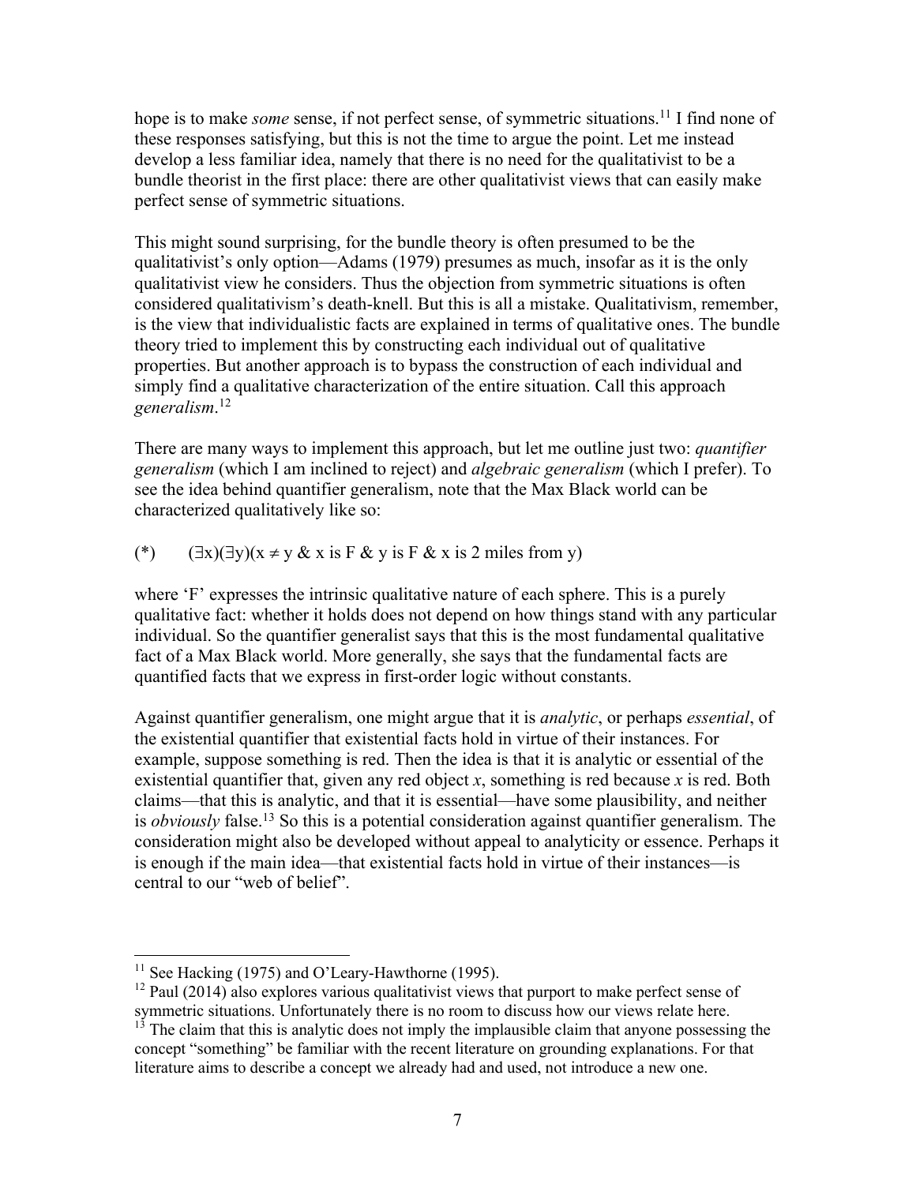hope is to make *some* sense, if not perfect sense, of symmetric situations.[11] I find none of these responses satisfying, but this is not the time to argue the point. Let me instead develop a less familiar idea, namely that there is no need for the qualitativist to be a bundle theorist in the first place: there are other qualitativist views that can easily make perfect sense of symmetric situations.

This might sound surprising, for the bundle theory is often presumed to be the qualitativist's only option—Adams (1979) presumes as much, insofar as it is the only qualitativist view he considers. Thus the objection from symmetric situations is often considered qualitativism's death-knell. But this is all a mistake. Qualitativism, remember, is the view that individualistic facts are explained in terms of qualitative ones. The bundle theory tried to implement this by constructing each individual out of qualitative properties. But another approach is to bypass the construction of each individual and simply find a qualitative characterization of the entire situation. Call this approach *generalism*.[12]

There are many ways to implement this approach, but let me outline just two: *quantifier generalism* (which I am inclined to reject) and *algebraic generalism* (which I prefer). To see the idea behind quantifier generalism, note that the Max Black world can be characterized qualitatively like so:

(*) $(\exists x)(\exists y)(x \neq y \ \& \ x \text{ is F} \ \& \ y \text{ is F} \ \& \ x \text{ is 2 miles from } y)$

where 'F' expresses the intrinsic qualitative nature of each sphere. This is a purely qualitative fact: whether it holds does not depend on how things stand with any particular individual. So the quantifier generalist says that this is the most fundamental qualitative fact of a Max Black world. More generally, she says that the fundamental facts are quantified facts that we express in first-order logic without constants.

Against quantifier generalism, one might argue that it is *analytic*, or perhaps *essential*, of the existential quantifier that existential facts hold in virtue of their instances. For example, suppose something is red. Then the idea is that it is analytic or essential of the existential quantifier that, given any red object *x*, something is red because *x* is red. Both claims—that this is analytic, and that it is essential—have some plausibility, and neither is *obviously* false.[13] So this is a potential consideration against quantifier generalism. The consideration might also be developed without appeal to analyticity or essence. Perhaps it is enough if the main idea—that existential facts hold in virtue of their instances—is central to our "web of belief".

---

[11] See Hacking (1975) and O'Leary-Hawthorne (1995).

[12] Paul (2014) also explores various qualitativist views that purport to make perfect sense of symmetric situations. Unfortunately there is no room to discuss how our views relate here.

[13] The claim that this is analytic does not imply the implausible claim that anyone possessing the concept "something" be familiar with the recent literature on grounding explanations. For that literature aims to describe a concept we already had and used, not introduce a new one.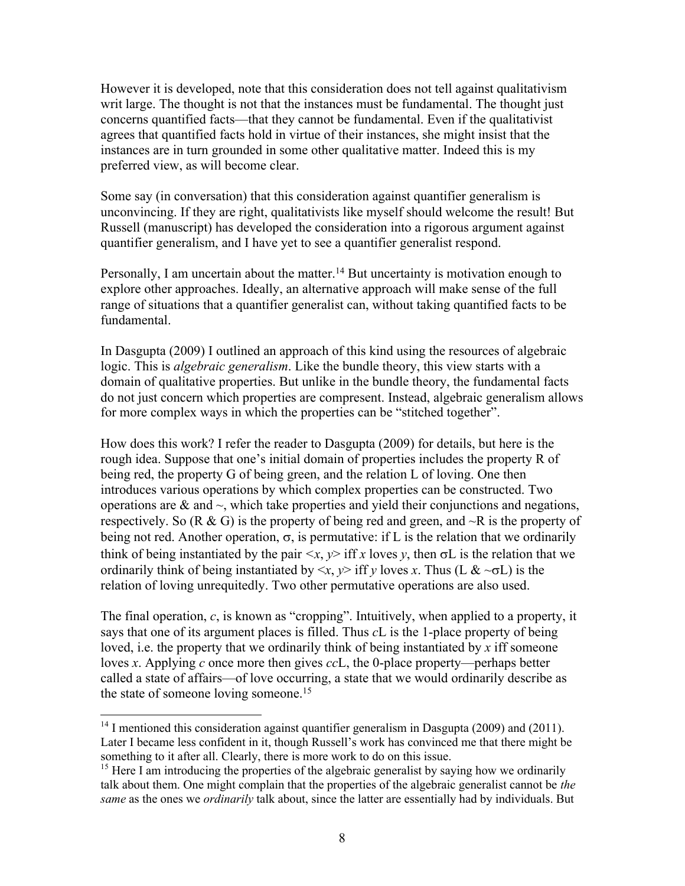However it is developed, note that this consideration does not tell against qualitativism writ large. The thought is not that the instances must be fundamental. The thought just concerns quantified facts—that they cannot be fundamental. Even if the qualitativist agrees that quantified facts hold in virtue of their instances, she might insist that the instances are in turn grounded in some other qualitative matter. Indeed this is my preferred view, as will become clear.

Some say (in conversation) that this consideration against quantifier generalism is unconvincing. If they are right, qualitativists like myself should welcome the result! But Russell (manuscript) has developed the consideration into a rigorous argument against quantifier generalism, and I have yet to see a quantifier generalist respond.

Personally, I am uncertain about the matter.[14] But uncertainty is motivation enough to explore other approaches. Ideally, an alternative approach will make sense of the full range of situations that a quantifier generalist can, without taking quantified facts to be fundamental.

In Dasgupta (2009) I outlined an approach of this kind using the resources of algebraic logic. This is *algebraic generalism*. Like the bundle theory, this view starts with a domain of qualitative properties. But unlike in the bundle theory, the fundamental facts do not just concern which properties are compresent. Instead, algebraic generalism allows for more complex ways in which the properties can be "stitched together".

How does this work? I refer the reader to Dasgupta (2009) for details, but here is the rough idea. Suppose that one's initial domain of properties includes the property R of being red, the property G of being green, and the relation L of loving. One then introduces various operations by which complex properties can be constructed. Two operations are & and ~, which take properties and yield their conjunctions and negations, respectively. So (R & G) is the property of being red and green, and ~R is the property of being not red. Another operation, σ, is permutative: if L is the relation that we ordinarily think of being instantiated by the pair $<x, y>$ iff $x$ loves $y$, then σL is the relation that we ordinarily think of being instantiated by $<x, y>$ iff $y$ loves $x$. Thus (L & ~σL) is the relation of loving unrequitedly. Two other permutative operations are also used.

The final operation, *c*, is known as "cropping". Intuitively, when applied to a property, it says that one of its argument places is filled. Thus *c*L is the 1-place property of being loved, i.e. the property that we ordinarily think of being instantiated by $x$ iff someone loves $x$. Applying *c* once more then gives *cc*L, the 0-place property—perhaps better called a state of affairs—of love occurring, a state that we would ordinarily describe as the state of someone loving someone.[15]

---

[14] I mentioned this consideration against quantifier generalism in Dasgupta (2009) and (2011). Later I became less confident in it, though Russell's work has convinced me that there might be something to it after all. Clearly, there is more work to do on this issue.

[15] Here I am introducing the properties of the algebraic generalist by saying how we ordinarily talk about them. One might complain that the properties of the algebraic generalist cannot be *the same* as the ones we *ordinarily* talk about, since the latter are essentially had by individuals. But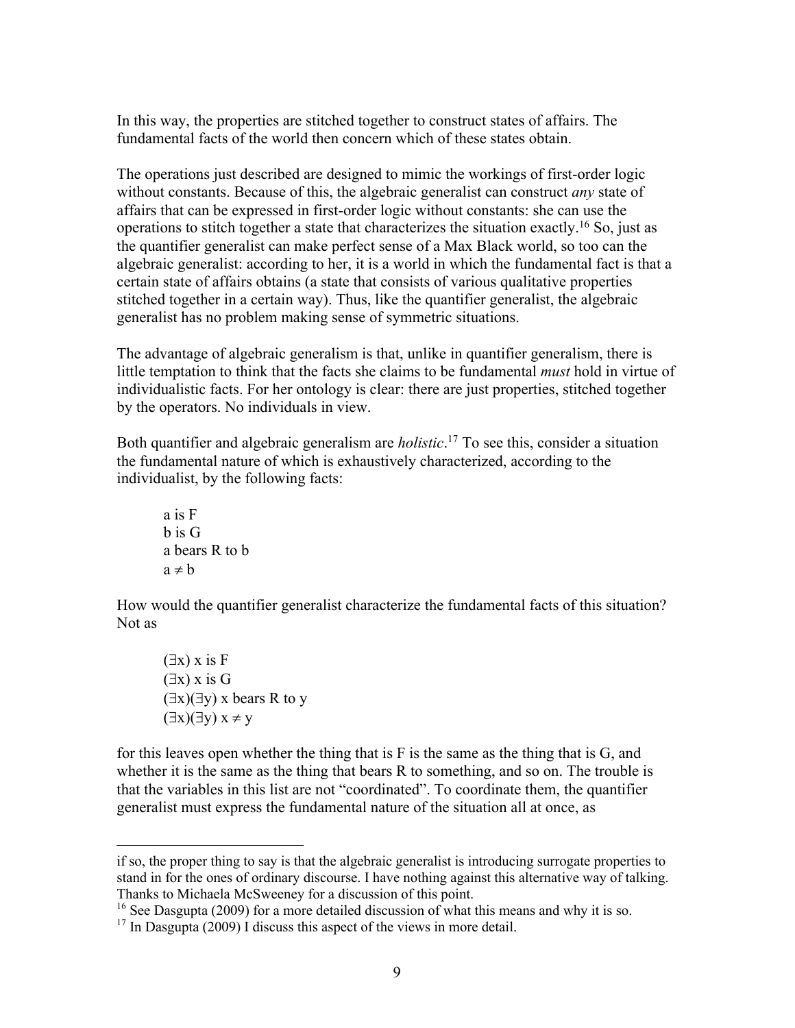In this way, the properties are stitched together to construct states of affairs. The fundamental facts of the world then concern which of these states obtain.

The operations just described are designed to mimic the workings of first-order logic without constants. Because of this, the algebraic generalist can construct *any* state of affairs that can be expressed in first-order logic without constants: she can use the operations to stitch together a state that characterizes the situation exactly.[16] So, just as the quantifier generalist can make perfect sense of a Max Black world, so too can the algebraic generalist: according to her, it is a world in which the fundamental fact is that a certain state of affairs obtains (a state that consists of various qualitative properties stitched together in a certain way). Thus, like the quantifier generalist, the algebraic generalist has no problem making sense of symmetric situations.

The advantage of algebraic generalism is that, unlike in quantifier generalism, there is little temptation to think that the facts she claims to be fundamental *must* hold in virtue of individualistic facts. For her ontology is clear: there are just properties, stitched together by the operators. No individuals in view.

Both quantifier and algebraic generalism are *holistic*.[17] To see this, consider a situation the fundamental nature of which is exhaustively characterized, according to the individualist, by the following facts:

> a is F
> b is G
> a bears R to b
> $a \neq b$

How would the quantifier generalist characterize the fundamental facts of this situation? Not as

> $(\exists x)$ x is F
> $(\exists x)$ x is G
> $(\exists x)(\exists y)$ x bears R to y
> $(\exists x)(\exists y)\ x \neq y$

for this leaves open whether the thing that is F is the same as the thing that is G, and whether it is the same as the thing that bears R to something, and so on. The trouble is that the variables in this list are not "coordinated". To coordinate them, the quantifier generalist must express the fundamental nature of the situation all at once, as

---

if so, the proper thing to say is that the algebraic generalist is introducing surrogate properties to stand in for the ones of ordinary discourse. I have nothing against this alternative way of talking. Thanks to Michaela McSweeney for a discussion of this point.

[16] See Dasgupta (2009) for a more detailed discussion of what this means and why it is so.

[17] In Dasgupta (2009) I discuss this aspect of the views in more detail.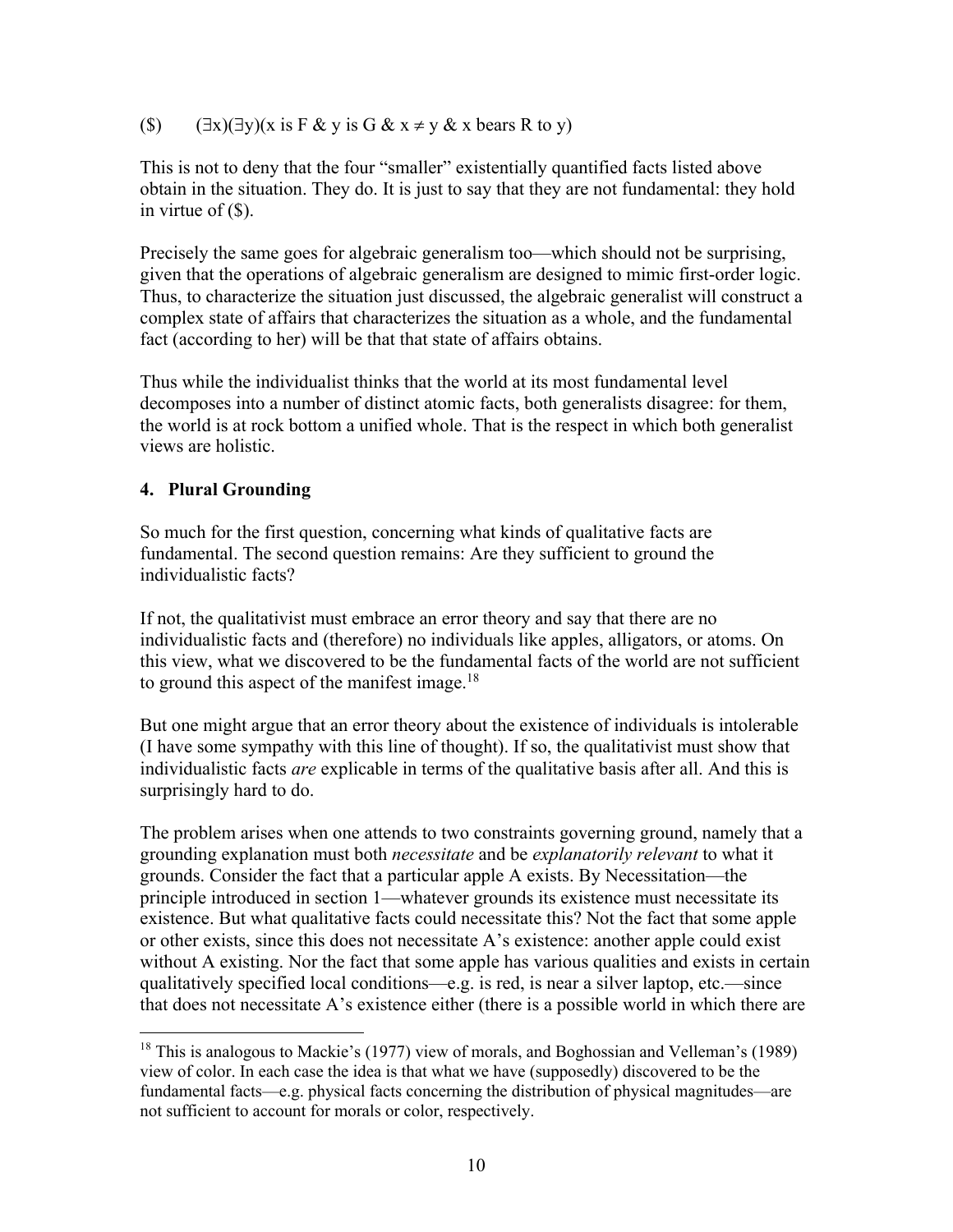($)    $(\exists x)(\exists y)(x \text{ is } F \ \& \ y \text{ is } G \ \& \ x \neq y \ \& \ x \text{ bears } R \text{ to } y)$

This is not to deny that the four "smaller" existentially quantified facts listed above obtain in the situation. They do. It is just to say that they are not fundamental: they hold in virtue of ($).

Precisely the same goes for algebraic generalism too—which should not be surprising, given that the operations of algebraic generalism are designed to mimic first-order logic. Thus, to characterize the situation just discussed, the algebraic generalist will construct a complex state of affairs that characterizes the situation as a whole, and the fundamental fact (according to her) will be that that state of affairs obtains.

Thus while the individualist thinks that the world at its most fundamental level decomposes into a number of distinct atomic facts, both generalists disagree: for them, the world is at rock bottom a unified whole. That is the respect in which both generalist views are holistic.

## 4. Plural Grounding

So much for the first question, concerning what kinds of qualitative facts are fundamental. The second question remains: Are they sufficient to ground the individualistic facts?

If not, the qualitativist must embrace an error theory and say that there are no individualistic facts and (therefore) no individuals like apples, alligators, or atoms. On this view, what we discovered to be the fundamental facts of the world are not sufficient to ground this aspect of the manifest image.[18]

But one might argue that an error theory about the existence of individuals is intolerable (I have some sympathy with this line of thought). If so, the qualitativist must show that individualistic facts *are* explicable in terms of the qualitative basis after all. And this is surprisingly hard to do.

The problem arises when one attends to two constraints governing ground, namely that a grounding explanation must both *necessitate* and be *explanatorily relevant* to what it grounds. Consider the fact that a particular apple A exists. By Necessitation—the principle introduced in section 1—whatever grounds its existence must necessitate its existence. But what qualitative facts could necessitate this? Not the fact that some apple or other exists, since this does not necessitate A's existence: another apple could exist without A existing. Nor the fact that some apple has various qualities and exists in certain qualitatively specified local conditions—e.g. is red, is near a silver laptop, etc.—since that does not necessitate A's existence either (there is a possible world in which there are

[18] This is analogous to Mackie's (1977) view of morals, and Boghossian and Velleman's (1989) view of color. In each case the idea is that what we have (supposedly) discovered to be the fundamental facts—e.g. physical facts concerning the distribution of physical magnitudes—are not sufficient to account for morals or color, respectively.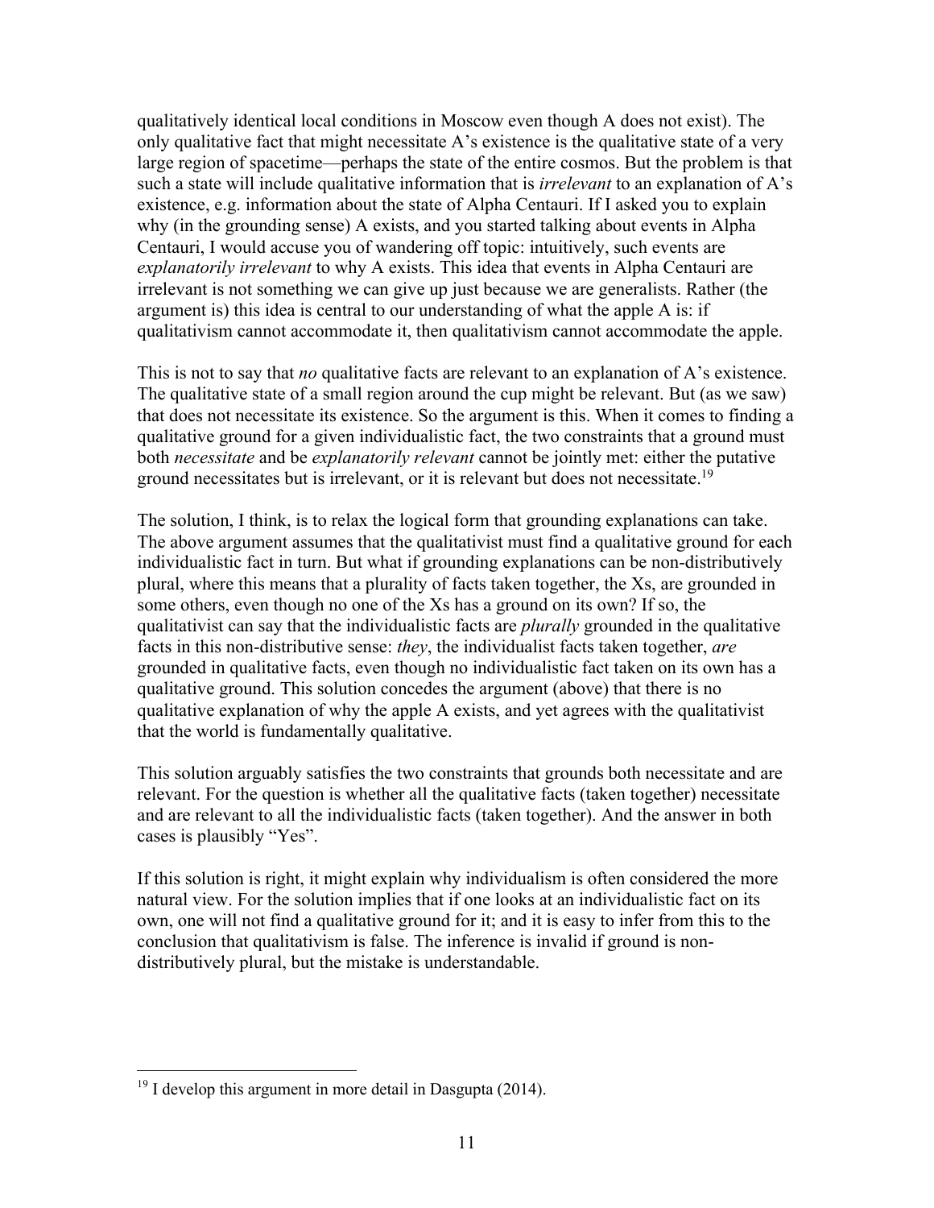qualitatively identical local conditions in Moscow even though A does not exist). The only qualitative fact that might necessitate A's existence is the qualitative state of a very large region of spacetime—perhaps the state of the entire cosmos. But the problem is that such a state will include qualitative information that is *irrelevant* to an explanation of A's existence, e.g. information about the state of Alpha Centauri. If I asked you to explain why (in the grounding sense) A exists, and you started talking about events in Alpha Centauri, I would accuse you of wandering off topic: intuitively, such events are *explanatorily irrelevant* to why A exists. This idea that events in Alpha Centauri are irrelevant is not something we can give up just because we are generalists. Rather (the argument is) this idea is central to our understanding of what the apple A is: if qualitativism cannot accommodate it, then qualitativism cannot accommodate the apple.

This is not to say that *no* qualitative facts are relevant to an explanation of A's existence. The qualitative state of a small region around the cup might be relevant. But (as we saw) that does not necessitate its existence. So the argument is this. When it comes to finding a qualitative ground for a given individualistic fact, the two constraints that a ground must both *necessitate* and be *explanatorily relevant* cannot be jointly met: either the putative ground necessitates but is irrelevant, or it is relevant but does not necessitate.[19]

The solution, I think, is to relax the logical form that grounding explanations can take. The above argument assumes that the qualitativist must find a qualitative ground for each individualistic fact in turn. But what if grounding explanations can be non-distributively plural, where this means that a plurality of facts taken together, the Xs, are grounded in some others, even though no one of the Xs has a ground on its own? If so, the qualitativist can say that the individualistic facts are *plurally* grounded in the qualitative facts in this non-distributive sense: *they*, the individualist facts taken together, *are* grounded in qualitative facts, even though no individualistic fact taken on its own has a qualitative ground. This solution concedes the argument (above) that there is no qualitative explanation of why the apple A exists, and yet agrees with the qualitativist that the world is fundamentally qualitative.

This solution arguably satisfies the two constraints that grounds both necessitate and are relevant. For the question is whether all the qualitative facts (taken together) necessitate and are relevant to all the individualistic facts (taken together). And the answer in both cases is plausibly "Yes".

If this solution is right, it might explain why individualism is often considered the more natural view. For the solution implies that if one looks at an individualistic fact on its own, one will not find a qualitative ground for it; and it is easy to infer from this to the conclusion that qualitativism is false. The inference is invalid if ground is non-distributively plural, but the mistake is understandable.

---

[19] I develop this argument in more detail in Dasgupta (2014).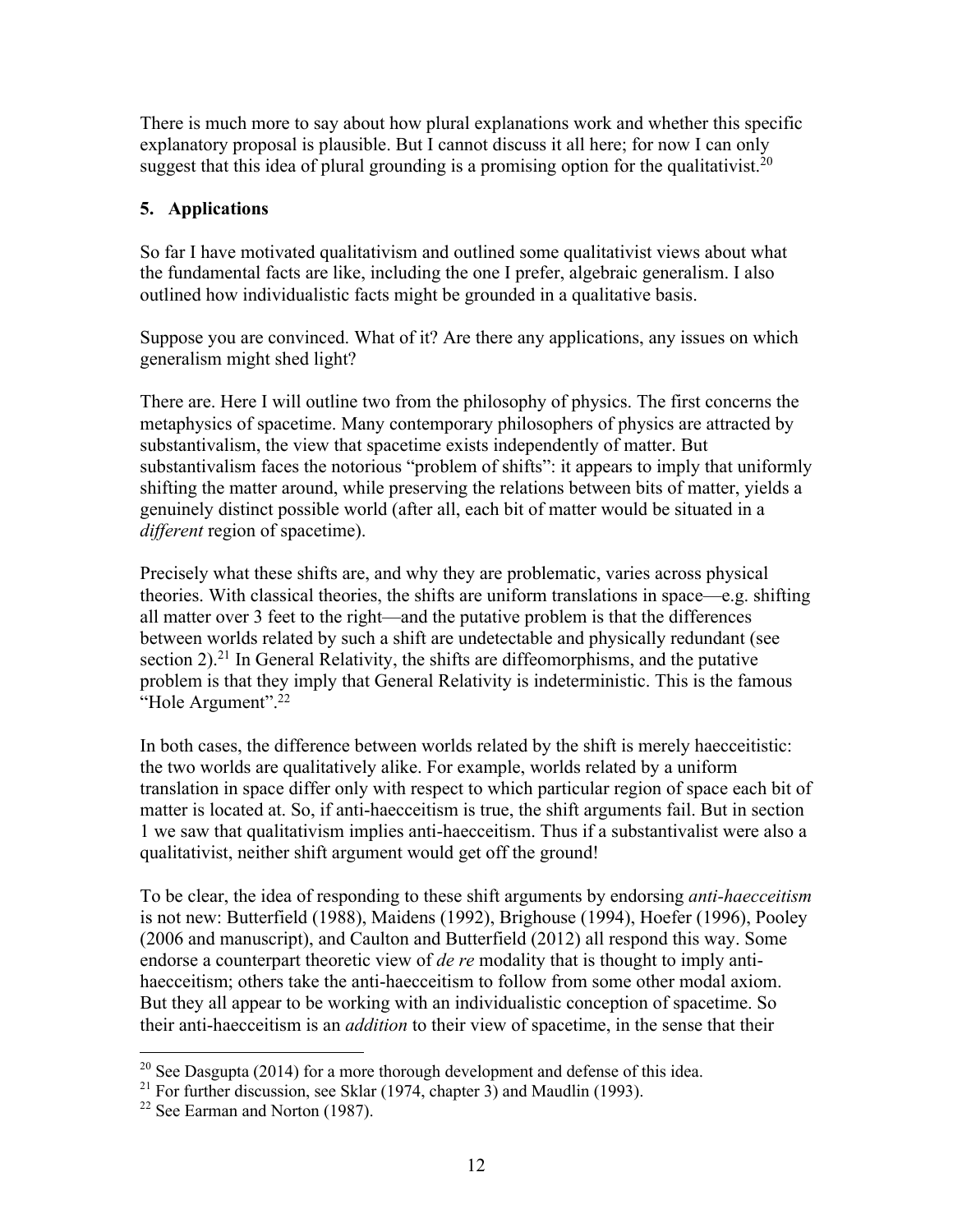There is much more to say about how plural explanations work and whether this specific explanatory proposal is plausible. But I cannot discuss it all here; for now I can only suggest that this idea of plural grounding is a promising option for the qualitativist.[20]

## 5. Applications

So far I have motivated qualitativism and outlined some qualitativist views about what the fundamental facts are like, including the one I prefer, algebraic generalism. I also outlined how individualistic facts might be grounded in a qualitative basis.

Suppose you are convinced. What of it? Are there any applications, any issues on which generalism might shed light?

There are. Here I will outline two from the philosophy of physics. The first concerns the metaphysics of spacetime. Many contemporary philosophers of physics are attracted by substantivalism, the view that spacetime exists independently of matter. But substantivalism faces the notorious "problem of shifts": it appears to imply that uniformly shifting the matter around, while preserving the relations between bits of matter, yields a genuinely distinct possible world (after all, each bit of matter would be situated in a *different* region of spacetime).

Precisely what these shifts are, and why they are problematic, varies across physical theories. With classical theories, the shifts are uniform translations in space—e.g. shifting all matter over 3 feet to the right—and the putative problem is that the differences between worlds related by such a shift are undetectable and physically redundant (see section 2).[21] In General Relativity, the shifts are diffeomorphisms, and the putative problem is that they imply that General Relativity is indeterministic. This is the famous "Hole Argument".[22]

In both cases, the difference between worlds related by the shift is merely haecceitistic: the two worlds are qualitatively alike. For example, worlds related by a uniform translation in space differ only with respect to which particular region of space each bit of matter is located at. So, if anti-haecceitism is true, the shift arguments fail. But in section 1 we saw that qualitativism implies anti-haecceitism. Thus if a substantivalist were also a qualitativist, neither shift argument would get off the ground!

To be clear, the idea of responding to these shift arguments by endorsing *anti-haecceitism* is not new: Butterfield (1988), Maidens (1992), Brighouse (1994), Hoefer (1996), Pooley (2006 and manuscript), and Caulton and Butterfield (2012) all respond this way. Some endorse a counterpart theoretic view of *de re* modality that is thought to imply anti-haecceitism; others take the anti-haecceitism to follow from some other modal axiom. But they all appear to be working with an individualistic conception of spacetime. So their anti-haecceitism is an *addition* to their view of spacetime, in the sense that their

[20] See Dasgupta (2014) for a more thorough development and defense of this idea.

[21] For further discussion, see Sklar (1974, chapter 3) and Maudlin (1993).

[22] See Earman and Norton (1987).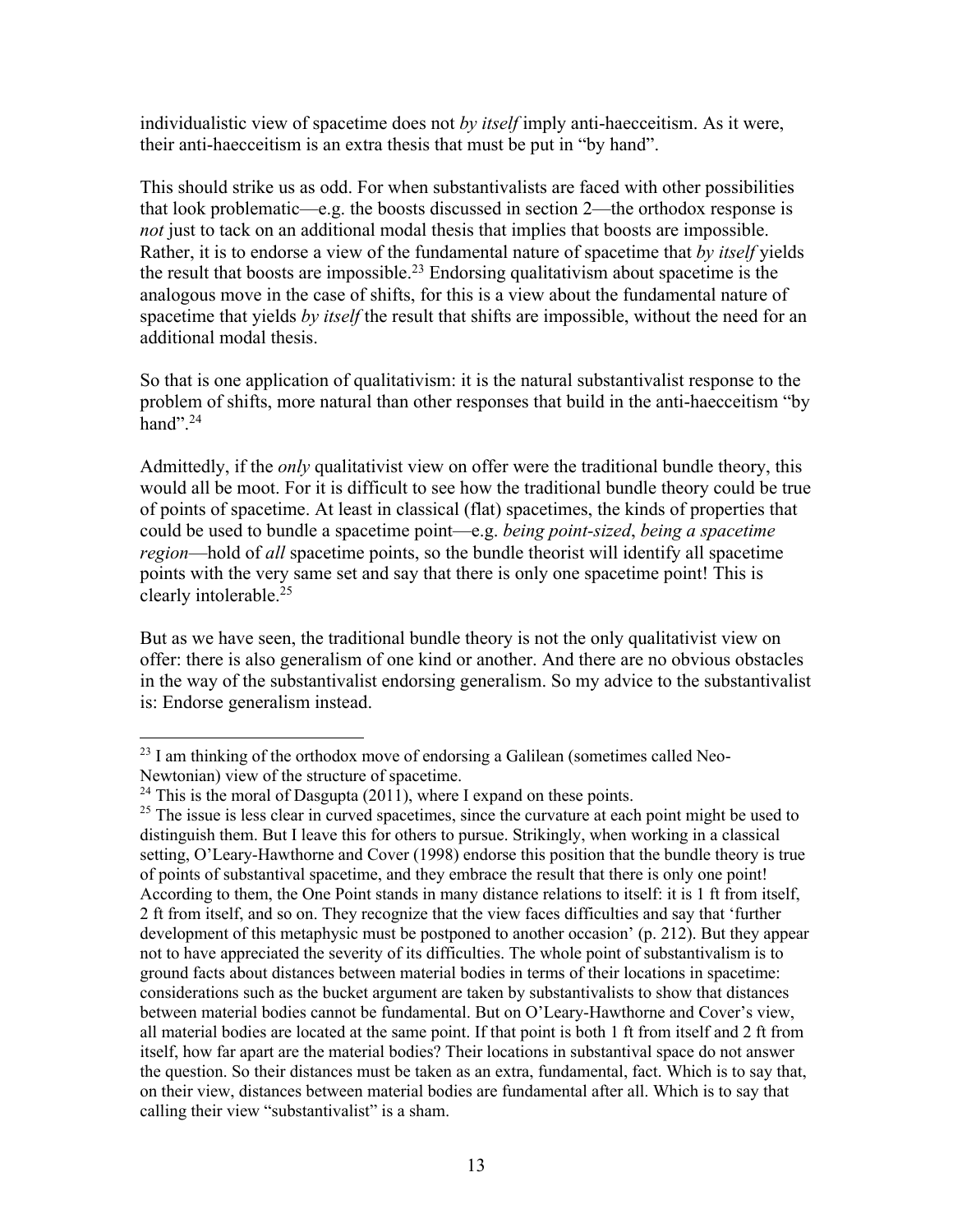individualistic view of spacetime does not *by itself* imply anti-haecceitism. As it were, their anti-haecceitism is an extra thesis that must be put in "by hand".

This should strike us as odd. For when substantivalists are faced with other possibilities that look problematic—e.g. the boosts discussed in section 2—the orthodox response is *not* just to tack on an additional modal thesis that implies that boosts are impossible. Rather, it is to endorse a view of the fundamental nature of spacetime that *by itself* yields the result that boosts are impossible.[23] Endorsing qualitativism about spacetime is the analogous move in the case of shifts, for this is a view about the fundamental nature of spacetime that yields *by itself* the result that shifts are impossible, without the need for an additional modal thesis.

So that is one application of qualitativism: it is the natural substantivalist response to the problem of shifts, more natural than other responses that build in the anti-haecceitism "by hand".[24]

Admittedly, if the *only* qualitativist view on offer were the traditional bundle theory, this would all be moot. For it is difficult to see how the traditional bundle theory could be true of points of spacetime. At least in classical (flat) spacetimes, the kinds of properties that could be used to bundle a spacetime point—e.g. *being point-sized*, *being a spacetime region*—hold of *all* spacetime points, so the bundle theorist will identify all spacetime points with the very same set and say that there is only one spacetime point! This is clearly intolerable.[25]

But as we have seen, the traditional bundle theory is not the only qualitativist view on offer: there is also generalism of one kind or another. And there are no obvious obstacles in the way of the substantivalist endorsing generalism. So my advice to the substantivalist is: Endorse generalism instead.

---

[23] I am thinking of the orthodox move of endorsing a Galilean (sometimes called Neo-Newtonian) view of the structure of spacetime.

[24] This is the moral of Dasgupta (2011), where I expand on these points.

[25] The issue is less clear in curved spacetimes, since the curvature at each point might be used to distinguish them. But I leave this for others to pursue. Strikingly, when working in a classical setting, O'Leary-Hawthorne and Cover (1998) endorse this position that the bundle theory is true of points of substantival spacetime, and they embrace the result that there is only one point! According to them, the One Point stands in many distance relations to itself: it is 1 ft from itself, 2 ft from itself, and so on. They recognize that the view faces difficulties and say that 'further development of this metaphysic must be postponed to another occasion' (p. 212). But they appear not to have appreciated the severity of its difficulties. The whole point of substantivalism is to ground facts about distances between material bodies in terms of their locations in spacetime: considerations such as the bucket argument are taken by substantivalists to show that distances between material bodies cannot be fundamental. But on O'Leary-Hawthorne and Cover's view, all material bodies are located at the same point. If that point is both 1 ft from itself and 2 ft from itself, how far apart are the material bodies? Their locations in substantival space do not answer the question. So their distances must be taken as an extra, fundamental, fact. Which is to say that, on their view, distances between material bodies are fundamental after all. Which is to say that calling their view "substantivalist" is a sham.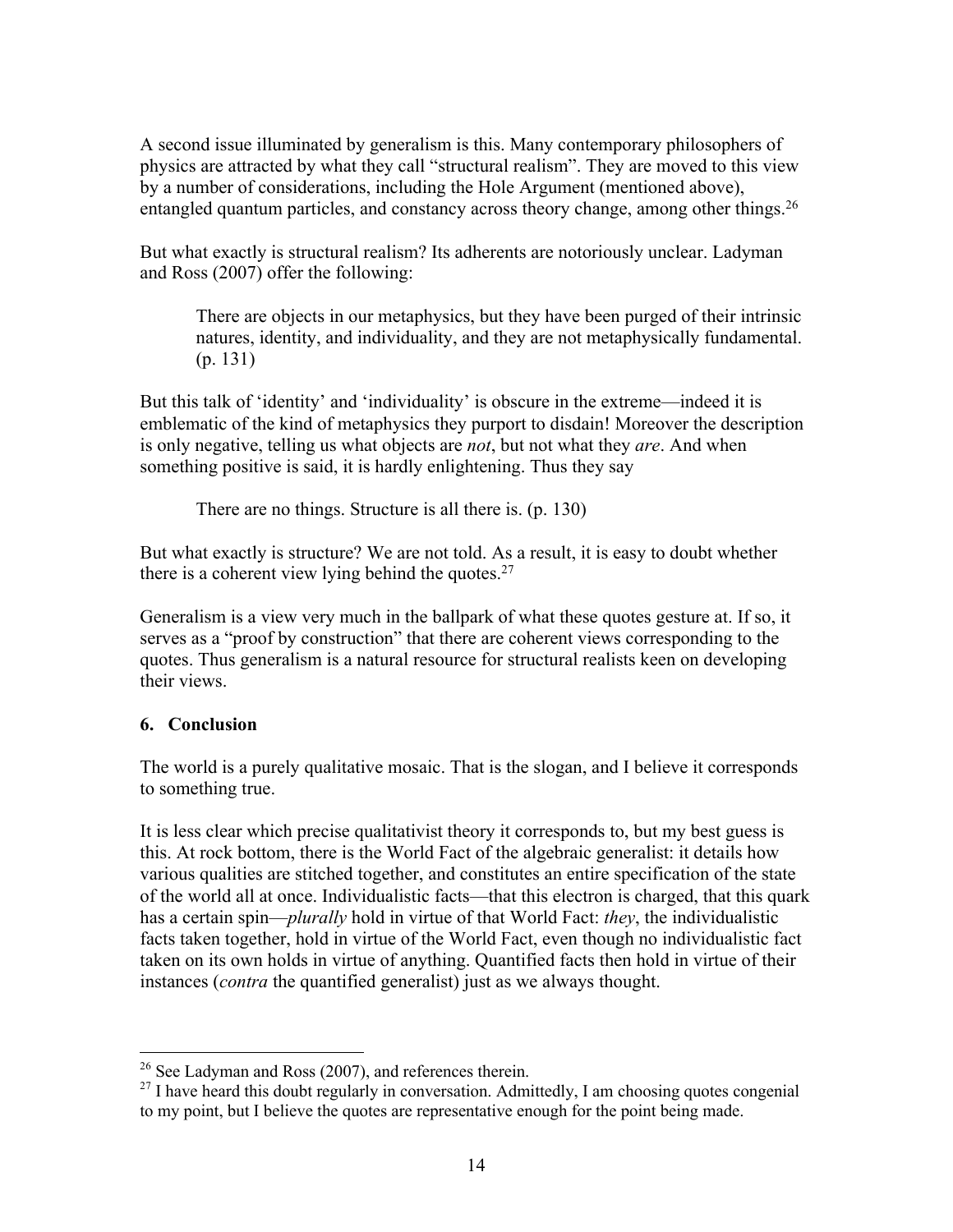A second issue illuminated by generalism is this. Many contemporary philosophers of physics are attracted by what they call "structural realism". They are moved to this view by a number of considerations, including the Hole Argument (mentioned above), entangled quantum particles, and constancy across theory change, among other things.[26]

But what exactly is structural realism? Its adherents are notoriously unclear. Ladyman and Ross (2007) offer the following:

> There are objects in our metaphysics, but they have been purged of their intrinsic natures, identity, and individuality, and they are not metaphysically fundamental. (p. 131)

But this talk of 'identity' and 'individuality' is obscure in the extreme—indeed it is emblematic of the kind of metaphysics they purport to disdain! Moreover the description is only negative, telling us what objects are *not*, but not what they *are*. And when something positive is said, it is hardly enlightening. Thus they say

> There are no things. Structure is all there is. (p. 130)

But what exactly is structure? We are not told. As a result, it is easy to doubt whether there is a coherent view lying behind the quotes.[27]

Generalism is a view very much in the ballpark of what these quotes gesture at. If so, it serves as a "proof by construction" that there are coherent views corresponding to the quotes. Thus generalism is a natural resource for structural realists keen on developing their views.

## 6. Conclusion

The world is a purely qualitative mosaic. That is the slogan, and I believe it corresponds to something true.

It is less clear which precise qualitativist theory it corresponds to, but my best guess is this. At rock bottom, there is the World Fact of the algebraic generalist: it details how various qualities are stitched together, and constitutes an entire specification of the state of the world all at once. Individualistic facts—that this electron is charged, that this quark has a certain spin—*plurally* hold in virtue of that World Fact: *they*, the individualistic facts taken together, hold in virtue of the World Fact, even though no individualistic fact taken on its own holds in virtue of anything. Quantified facts then hold in virtue of their instances (*contra* the quantified generalist) just as we always thought.

---

[26] See Ladyman and Ross (2007), and references therein.

[27] I have heard this doubt regularly in conversation. Admittedly, I am choosing quotes congenial to my point, but I believe the quotes are representative enough for the point being made.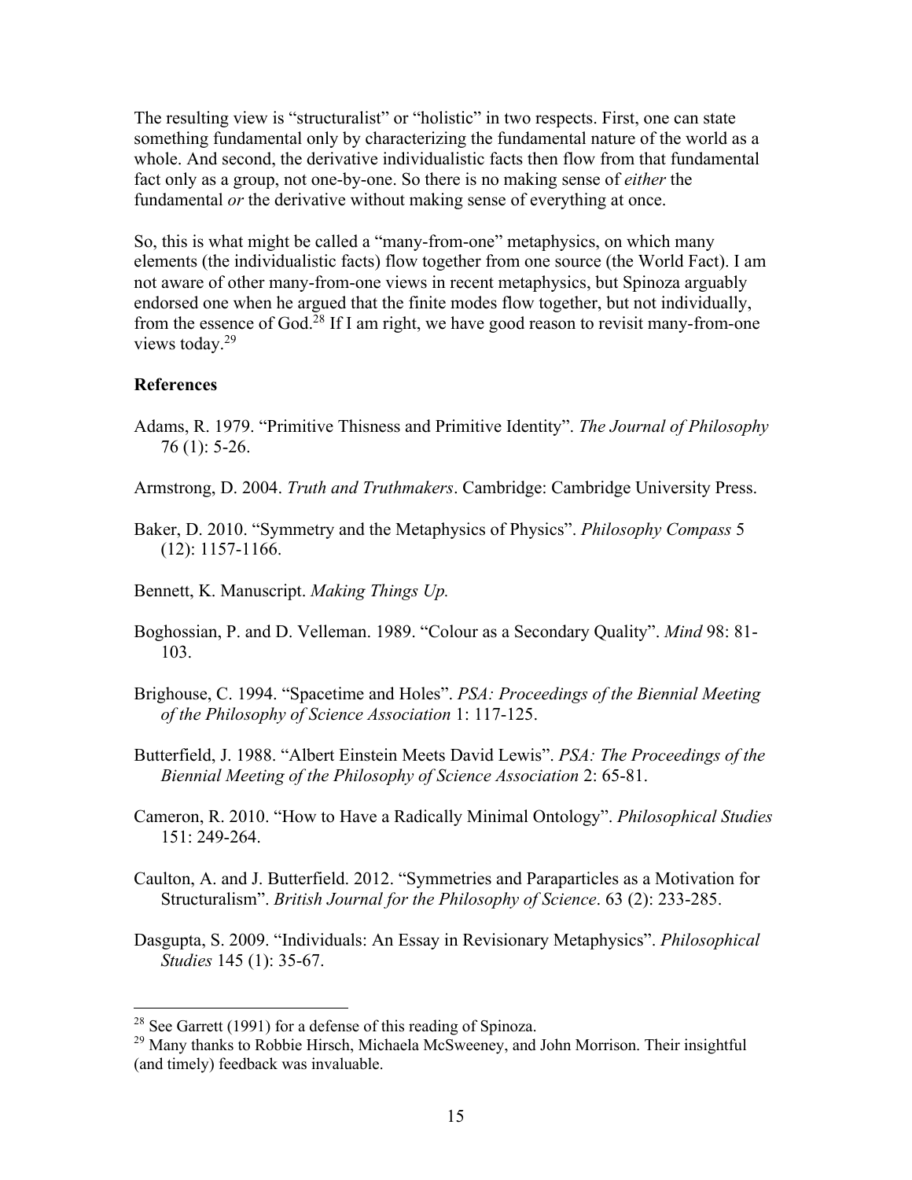The resulting view is "structuralist" or "holistic" in two respects. First, one can state something fundamental only by characterizing the fundamental nature of the world as a whole. And second, the derivative individualistic facts then flow from that fundamental fact only as a group, not one-by-one. So there is no making sense of *either* the fundamental *or* the derivative without making sense of everything at once.

So, this is what might be called a "many-from-one" metaphysics, on which many elements (the individualistic facts) flow together from one source (the World Fact). I am not aware of other many-from-one views in recent metaphysics, but Spinoza arguably endorsed one when he argued that the finite modes flow together, but not individually, from the essence of God.[28] If I am right, we have good reason to revisit many-from-one views today.[29]

## References

Adams, R. 1979. "Primitive Thisness and Primitive Identity". *The Journal of Philosophy* 76 (1): 5-26.

Armstrong, D. 2004. *Truth and Truthmakers*. Cambridge: Cambridge University Press.

Baker, D. 2010. "Symmetry and the Metaphysics of Physics". *Philosophy Compass* 5 (12): 1157-1166.

Bennett, K. Manuscript. *Making Things Up.*

Boghossian, P. and D. Velleman. 1989. "Colour as a Secondary Quality". *Mind* 98: 81-103.

Brighouse, C. 1994. "Spacetime and Holes". *PSA: Proceedings of the Biennial Meeting of the Philosophy of Science Association* 1: 117-125.

Butterfield, J. 1988. "Albert Einstein Meets David Lewis". *PSA: The Proceedings of the Biennial Meeting of the Philosophy of Science Association* 2: 65-81.

Cameron, R. 2010. "How to Have a Radically Minimal Ontology". *Philosophical Studies* 151: 249-264.

Caulton, A. and J. Butterfield. 2012. "Symmetries and Paraparticles as a Motivation for Structuralism". *British Journal for the Philosophy of Science*. 63 (2): 233-285.

Dasgupta, S. 2009. "Individuals: An Essay in Revisionary Metaphysics". *Philosophical Studies* 145 (1): 35-67.

---

[28] See Garrett (1991) for a defense of this reading of Spinoza.

[29] Many thanks to Robbie Hirsch, Michaela McSweeney, and John Morrison. Their insightful (and timely) feedback was invaluable.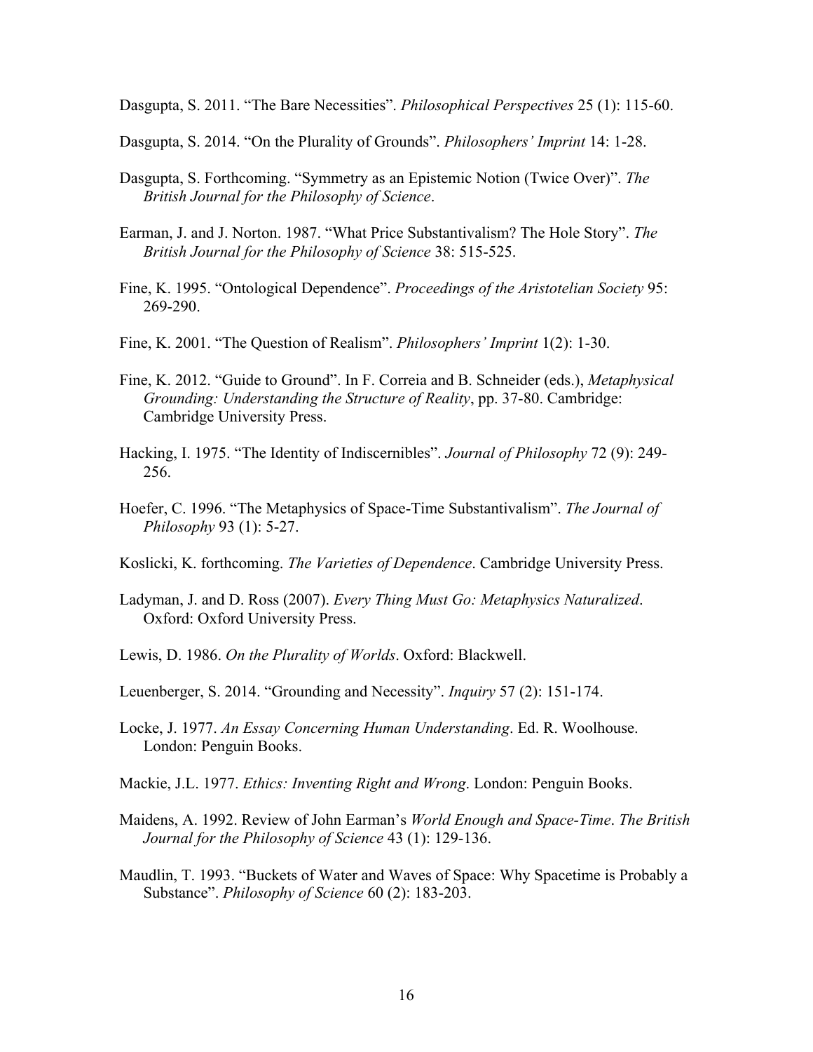Dasgupta, S. 2011. "The Bare Necessities". *Philosophical Perspectives* 25 (1): 115-60.

Dasgupta, S. 2014. "On the Plurality of Grounds". *Philosophers' Imprint* 14: 1-28.

Dasgupta, S. Forthcoming. "Symmetry as an Epistemic Notion (Twice Over)". *The British Journal for the Philosophy of Science*.

Earman, J. and J. Norton. 1987. "What Price Substantivalism? The Hole Story". *The British Journal for the Philosophy of Science* 38: 515-525.

Fine, K. 1995. "Ontological Dependence". *Proceedings of the Aristotelian Society* 95: 269-290.

Fine, K. 2001. "The Question of Realism". *Philosophers' Imprint* 1(2): 1-30.

Fine, K. 2012. "Guide to Ground". In F. Correia and B. Schneider (eds.), *Metaphysical Grounding: Understanding the Structure of Reality*, pp. 37-80. Cambridge: Cambridge University Press.

Hacking, I. 1975. "The Identity of Indiscernibles". *Journal of Philosophy* 72 (9): 249-256.

Hoefer, C. 1996. "The Metaphysics of Space-Time Substantivalism". *The Journal of Philosophy* 93 (1): 5-27.

Koslicki, K. forthcoming. *The Varieties of Dependence*. Cambridge University Press.

Ladyman, J. and D. Ross (2007). *Every Thing Must Go: Metaphysics Naturalized*. Oxford: Oxford University Press.

Lewis, D. 1986. *On the Plurality of Worlds*. Oxford: Blackwell.

Leuenberger, S. 2014. "Grounding and Necessity". *Inquiry* 57 (2): 151-174.

Locke, J. 1977. *An Essay Concerning Human Understanding*. Ed. R. Woolhouse. London: Penguin Books.

Mackie, J.L. 1977. *Ethics: Inventing Right and Wrong*. London: Penguin Books.

Maidens, A. 1992. Review of John Earman's *World Enough and Space-Time*. *The British Journal for the Philosophy of Science* 43 (1): 129-136.

Maudlin, T. 1993. "Buckets of Water and Waves of Space: Why Spacetime is Probably a Substance". *Philosophy of Science* 60 (2): 183-203.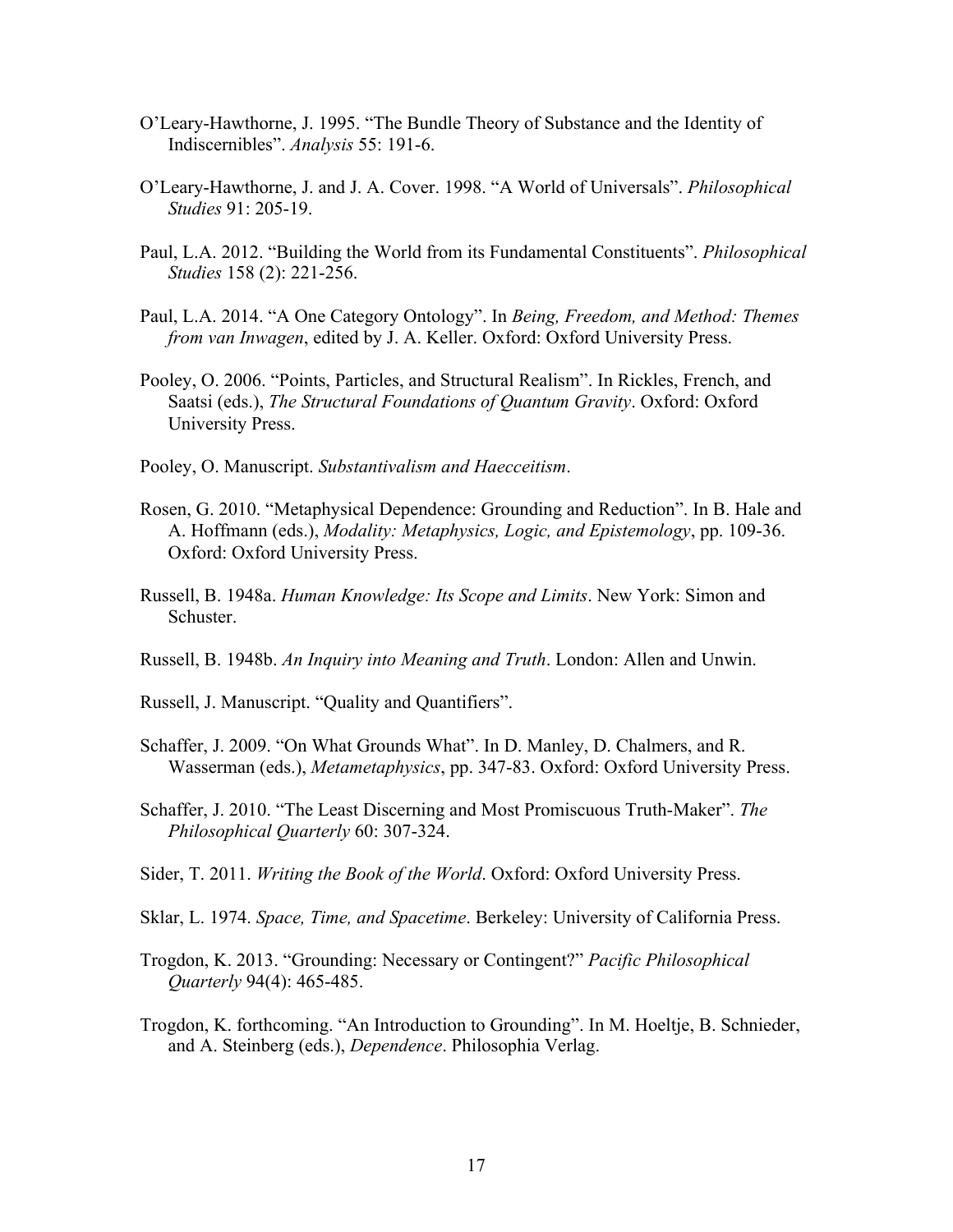O'Leary-Hawthorne, J. 1995. "The Bundle Theory of Substance and the Identity of Indiscernibles". *Analysis* 55: 191-6.

O'Leary-Hawthorne, J. and J. A. Cover. 1998. "A World of Universals". *Philosophical Studies* 91: 205-19.

Paul, L.A. 2012. "Building the World from its Fundamental Constituents". *Philosophical Studies* 158 (2): 221-256.

Paul, L.A. 2014. "A One Category Ontology". In *Being, Freedom, and Method: Themes from van Inwagen*, edited by J. A. Keller. Oxford: Oxford University Press.

Pooley, O. 2006. "Points, Particles, and Structural Realism". In Rickles, French, and Saatsi (eds.), *The Structural Foundations of Quantum Gravity*. Oxford: Oxford University Press.

Pooley, O. Manuscript. *Substantivalism and Haecceitism*.

Rosen, G. 2010. "Metaphysical Dependence: Grounding and Reduction". In B. Hale and A. Hoffmann (eds.), *Modality: Metaphysics, Logic, and Epistemology*, pp. 109-36. Oxford: Oxford University Press.

Russell, B. 1948a. *Human Knowledge: Its Scope and Limits*. New York: Simon and Schuster.

Russell, B. 1948b. *An Inquiry into Meaning and Truth*. London: Allen and Unwin.

Russell, J. Manuscript. "Quality and Quantifiers".

Schaffer, J. 2009. "On What Grounds What". In D. Manley, D. Chalmers, and R. Wasserman (eds.), *Metametaphysics*, pp. 347-83. Oxford: Oxford University Press.

Schaffer, J. 2010. "The Least Discerning and Most Promiscuous Truth-Maker". *The Philosophical Quarterly* 60: 307-324.

Sider, T. 2011. *Writing the Book of the World*. Oxford: Oxford University Press.

Sklar, L. 1974. *Space, Time, and Spacetime*. Berkeley: University of California Press.

Trogdon, K. 2013. "Grounding: Necessary or Contingent?" *Pacific Philosophical Quarterly* 94(4): 465-485.

Trogdon, K. forthcoming. "An Introduction to Grounding". In M. Hoeltje, B. Schnieder, and A. Steinberg (eds.), *Dependence*. Philosophia Verlag.